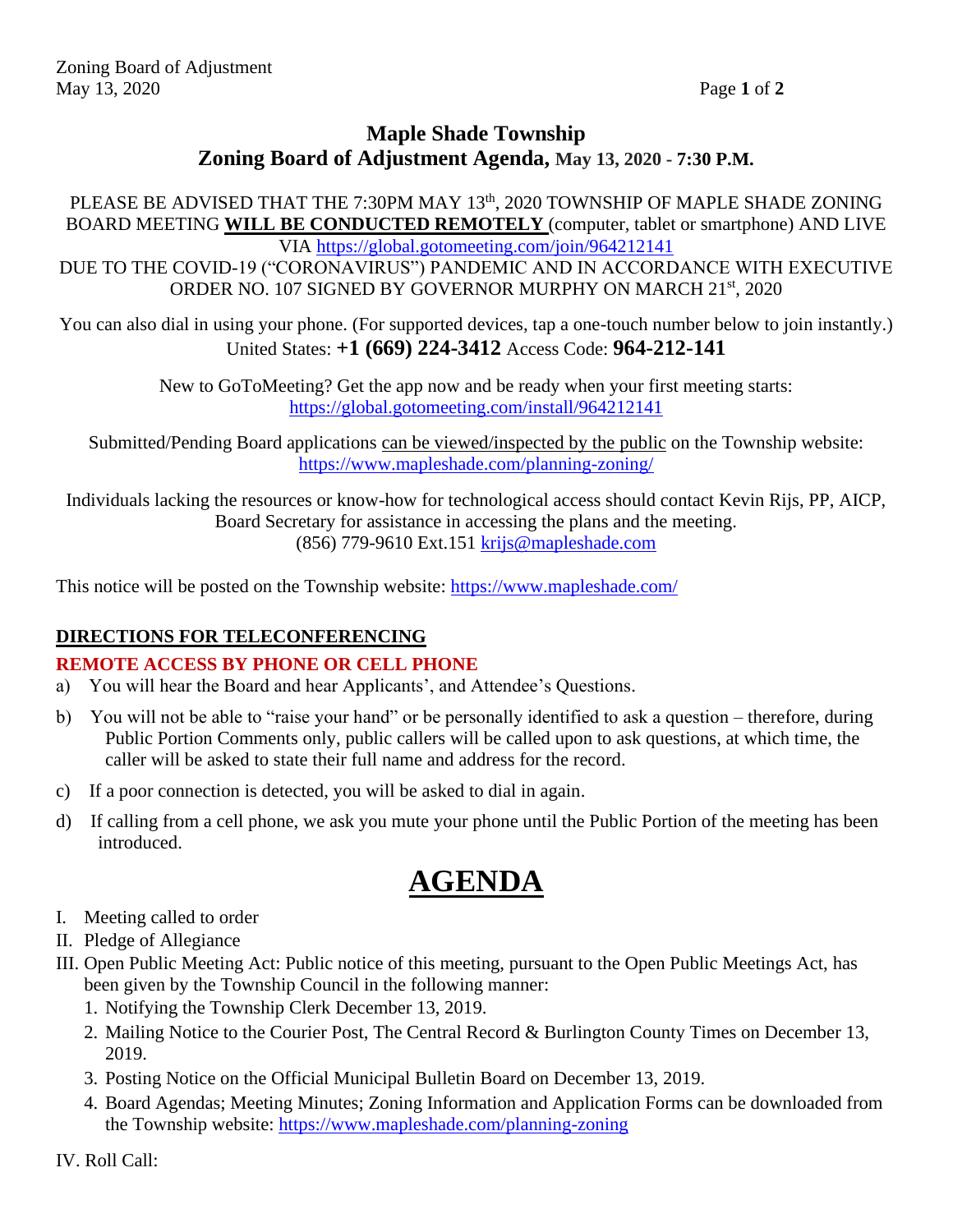# Maple Shade Township

## Zoning Board of Adjustment Agenda, May 13, 2020 - 7:30 P.M.

PLEASE BE ADVISED THAT THE 7:30PM MAY 13th, 2020 TOWNSHIP OF MAPLE SHADE ZONING BOARD MEETING **WILL BE CONDUCTED REMOTELY** (computer, tablet or smartphone) AND LIVE VIA https://global.gotomeeting.com/join/964212141
DUE TO THE COVID-19 ("CORONAVIRUS") PANDEMIC AND IN ACCORDANCE WITH EXECUTIVE ORDER NO. 107 SIGNED BY GOVERNOR MURPHY ON MARCH 21st, 2020

You can also dial in using your phone. (For supported devices, tap a one-touch number below to join instantly.)
United States: **+1 (669) 224-3412** Access Code: **964-212-141**

New to GoToMeeting? Get the app now and be ready when your first meeting starts:
https://global.gotomeeting.com/install/964212141

Submitted/Pending Board applications can be viewed/inspected by the public on the Township website:
https://www.mapleshade.com/planning-zoning/

Individuals lacking the resources or know-how for technological access should contact Kevin Rijs, PP, AICP, Board Secretary for assistance in accessing the plans and the meeting.
(856) 779-9610 Ext.151 krijs@mapleshade.com

This notice will be posted on the Township website: https://www.mapleshade.com/

### DIRECTIONS FOR TELECONFERENCING

**REMOTE ACCESS BY PHONE OR CELL PHONE**

a) You will hear the Board and hear Applicants', and Attendee's Questions.

b) You will not be able to "raise your hand" or be personally identified to ask a question – therefore, during Public Portion Comments only, public callers will be called upon to ask questions, at which time, the caller will be asked to state their full name and address for the record.

c) If a poor connection is detected, you will be asked to dial in again.

d) If calling from a cell phone, we ask you mute your phone until the Public Portion of the meeting has been introduced.

# AGENDA

I. Meeting called to order

II. Pledge of Allegiance

III. Open Public Meeting Act: Public notice of this meeting, pursuant to the Open Public Meetings Act, has been given by the Township Council in the following manner:
1. Notifying the Township Clerk December 13, 2019.
2. Mailing Notice to the Courier Post, The Central Record & Burlington County Times on December 13, 2019.
3. Posting Notice on the Official Municipal Bulletin Board on December 13, 2019.
4. Board Agendas; Meeting Minutes; Zoning Information and Application Forms can be downloaded from the Township website: https://www.mapleshade.com/planning-zoning

IV. Roll Call: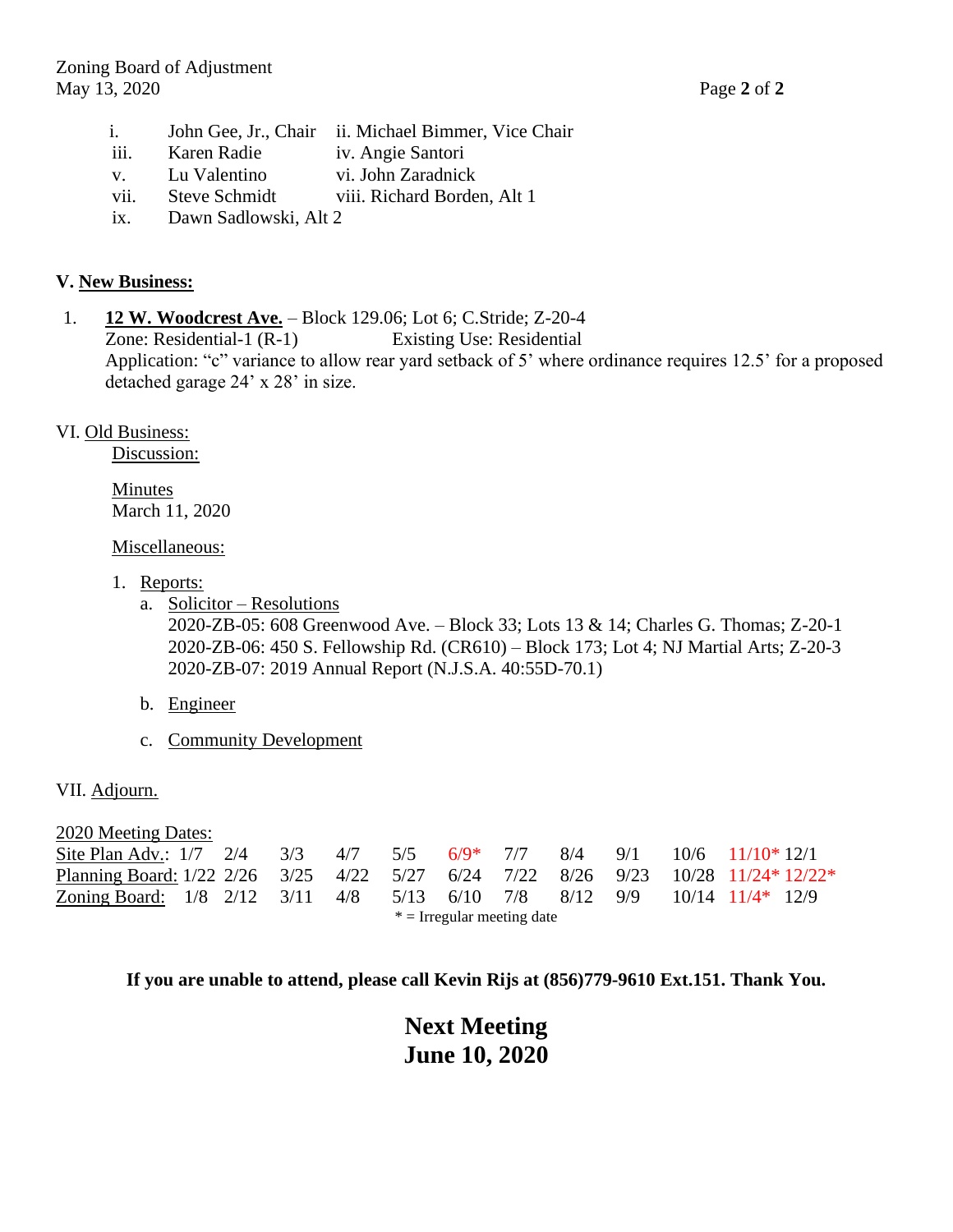i. John Gee, Jr., Chair ii. Michael Bimmer, Vice Chair
iii. Karen Radie iv. Angie Santori
v. Lu Valentino vi. John Zaradnick
vii. Steve Schmidt viii. Richard Borden, Alt 1
ix. Dawn Sadlowski, Alt 2

**V. New Business:**

1. **12 W. Woodcrest Ave.** – Block 129.06; Lot 6; C.Stride; Z-20-4
   Zone: Residential-1 (R-1) Existing Use: Residential
   Application: "c" variance to allow rear yard setback of 5' where ordinance requires 12.5' for a proposed detached garage 24' x 28' in size.

VI. Old Business:

Discussion:

Minutes
March 11, 2020

Miscellaneous:

1. Reports:
   a. Solicitor – Resolutions
      2020-ZB-05: 608 Greenwood Ave. – Block 33; Lots 13 & 14; Charles G. Thomas; Z-20-1
      2020-ZB-06: 450 S. Fellowship Rd. (CR610) – Block 173; Lot 4; NJ Martial Arts; Z-20-3
      2020-ZB-07: 2019 Annual Report (N.J.S.A. 40:55D-70.1)
   b. Engineer
   c. Community Development

VII. Adjourn.

2020 Meeting Dates:

| | | | | | | | | | | | | |
|---|---|---|---|---|---|---|---|---|---|---|---|---|
| Site Plan Adv.: | 1/7 | 2/4 | 3/3 | 4/7 | 5/5 | 6/9* | 7/7 | 8/4 | 9/1 | 10/6 | 11/10* | 12/1 |
| Planning Board: | 1/22 | 2/26 | 3/25 | 4/22 | 5/27 | 6/24 | 7/22 | 8/26 | 9/23 | 10/28 | 11/24* | 12/22* |
| Zoning Board: | 1/8 | 2/12 | 3/11 | 4/8 | 5/13 | 6/10 | 7/8 | 8/12 | 9/9 | 10/14 | 11/4* | 12/9 |

* = Irregular meeting date

**If you are unable to attend, please call Kevin Rijs at (856)779-9610 Ext.151. Thank You.**

**Next Meeting**
**June 10, 2020**